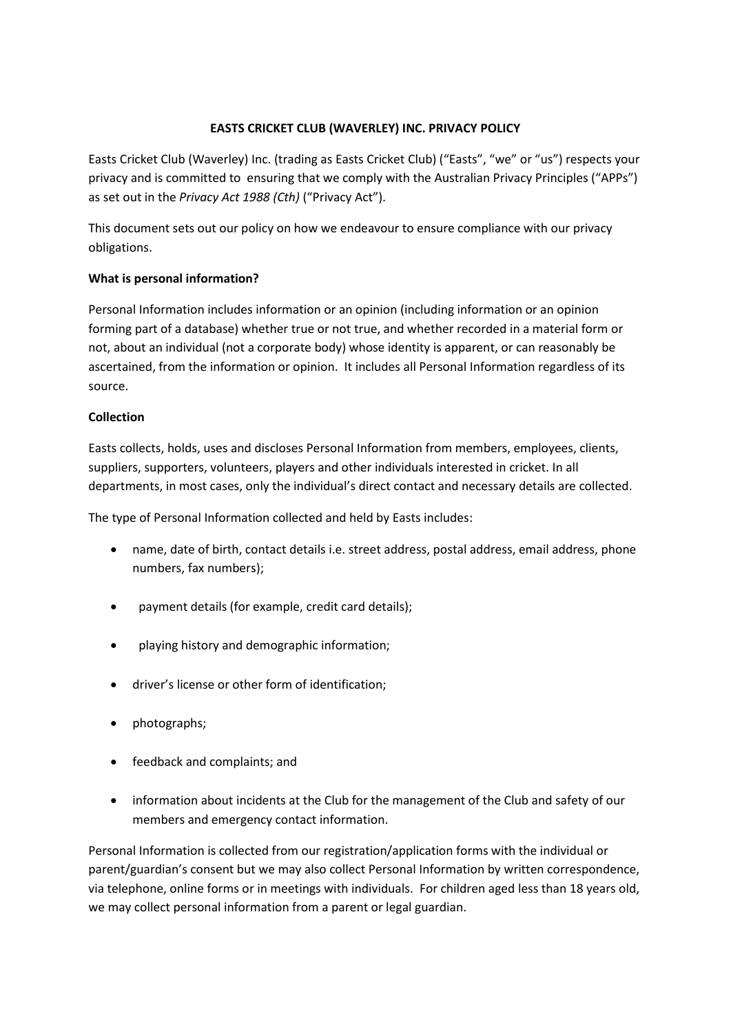# EASTS CRICKET CLUB (WAVERLEY) INC. PRIVACY POLICY

Easts Cricket Club (Waverley) Inc. (trading as Easts Cricket Club) ("Easts", "we" or "us") respects your privacy and is committed to ensuring that we comply with the Australian Privacy Principles ("APPs") as set out in the *Privacy Act 1988 (Cth)* ("Privacy Act").

This document sets out our policy on how we endeavour to ensure compliance with our privacy obligations.

### What is personal information?

Personal Information includes information or an opinion (including information or an opinion forming part of a database) whether true or not true, and whether recorded in a material form or not, about an individual (not a corporate body) whose identity is apparent, or can reasonably be ascertained, from the information or opinion. It includes all Personal Information regardless of its source.

### Collection

Easts collects, holds, uses and discloses Personal Information from members, employees, clients, suppliers, supporters, volunteers, players and other individuals interested in cricket. In all departments, in most cases, only the individual's direct contact and necessary details are collected.

The type of Personal Information collected and held by Easts includes:

- name, date of birth, contact details i.e. street address, postal address, email address, phone numbers, fax numbers);
- payment details (for example, credit card details);
- playing history and demographic information;
- driver's license or other form of identification;
- photographs;
- feedback and complaints; and
- information about incidents at the Club for the management of the Club and safety of our members and emergency contact information.

Personal Information is collected from our registration/application forms with the individual or parent/guardian's consent but we may also collect Personal Information by written correspondence, via telephone, online forms or in meetings with individuals. For children aged less than 18 years old, we may collect personal information from a parent or legal guardian.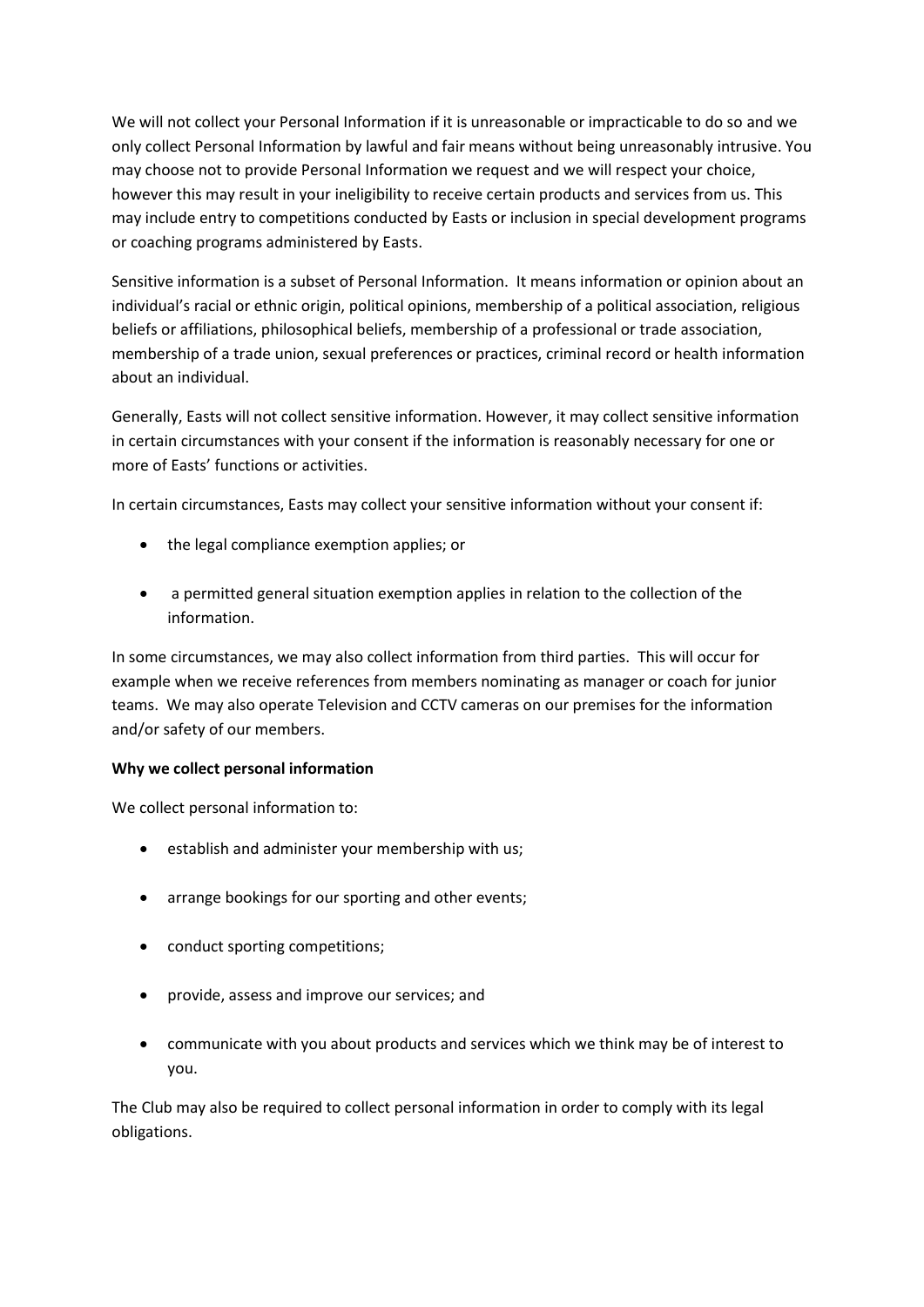We will not collect your Personal Information if it is unreasonable or impracticable to do so and we only collect Personal Information by lawful and fair means without being unreasonably intrusive. You may choose not to provide Personal Information we request and we will respect your choice, however this may result in your ineligibility to receive certain products and services from us. This may include entry to competitions conducted by Easts or inclusion in special development programs or coaching programs administered by Easts.

Sensitive information is a subset of Personal Information. It means information or opinion about an individual's racial or ethnic origin, political opinions, membership of a political association, religious beliefs or affiliations, philosophical beliefs, membership of a professional or trade association, membership of a trade union, sexual preferences or practices, criminal record or health information about an individual.

Generally, Easts will not collect sensitive information. However, it may collect sensitive information in certain circumstances with your consent if the information is reasonably necessary for one or more of Easts' functions or activities.

In certain circumstances, Easts may collect your sensitive information without your consent if:

- the legal compliance exemption applies; or
- a permitted general situation exemption applies in relation to the collection of the information.

In some circumstances, we may also collect information from third parties. This will occur for example when we receive references from members nominating as manager or coach for junior teams. We may also operate Television and CCTV cameras on our premises for the information and/or safety of our members.

**Why we collect personal information**

We collect personal information to:

- establish and administer your membership with us;
- arrange bookings for our sporting and other events;
- conduct sporting competitions;
- provide, assess and improve our services; and
- communicate with you about products and services which we think may be of interest to you.

The Club may also be required to collect personal information in order to comply with its legal obligations.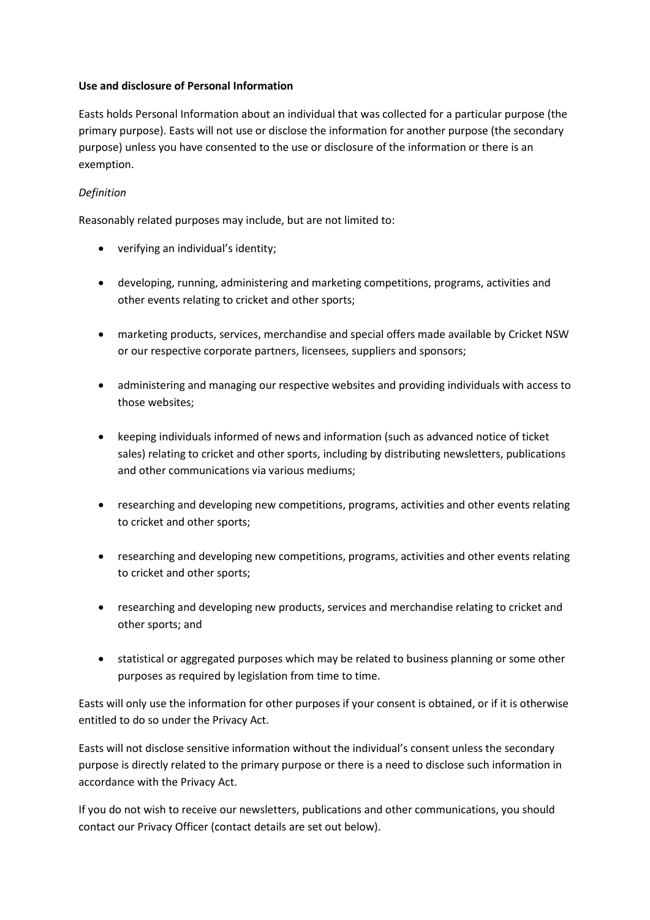**Use and disclosure of Personal Information**

Easts holds Personal Information about an individual that was collected for a particular purpose (the primary purpose). Easts will not use or disclose the information for another purpose (the secondary purpose) unless you have consented to the use or disclosure of the information or there is an exemption.

*Definition*

Reasonably related purposes may include, but are not limited to:

- verifying an individual's identity;
- developing, running, administering and marketing competitions, programs, activities and other events relating to cricket and other sports;
- marketing products, services, merchandise and special offers made available by Cricket NSW or our respective corporate partners, licensees, suppliers and sponsors;
- administering and managing our respective websites and providing individuals with access to those websites;
- keeping individuals informed of news and information (such as advanced notice of ticket sales) relating to cricket and other sports, including by distributing newsletters, publications and other communications via various mediums;
- researching and developing new competitions, programs, activities and other events relating to cricket and other sports;
- researching and developing new competitions, programs, activities and other events relating to cricket and other sports;
- researching and developing new products, services and merchandise relating to cricket and other sports; and
- statistical or aggregated purposes which may be related to business planning or some other purposes as required by legislation from time to time.

Easts will only use the information for other purposes if your consent is obtained, or if it is otherwise entitled to do so under the Privacy Act.

Easts will not disclose sensitive information without the individual's consent unless the secondary purpose is directly related to the primary purpose or there is a need to disclose such information in accordance with the Privacy Act.

If you do not wish to receive our newsletters, publications and other communications, you should contact our Privacy Officer (contact details are set out below).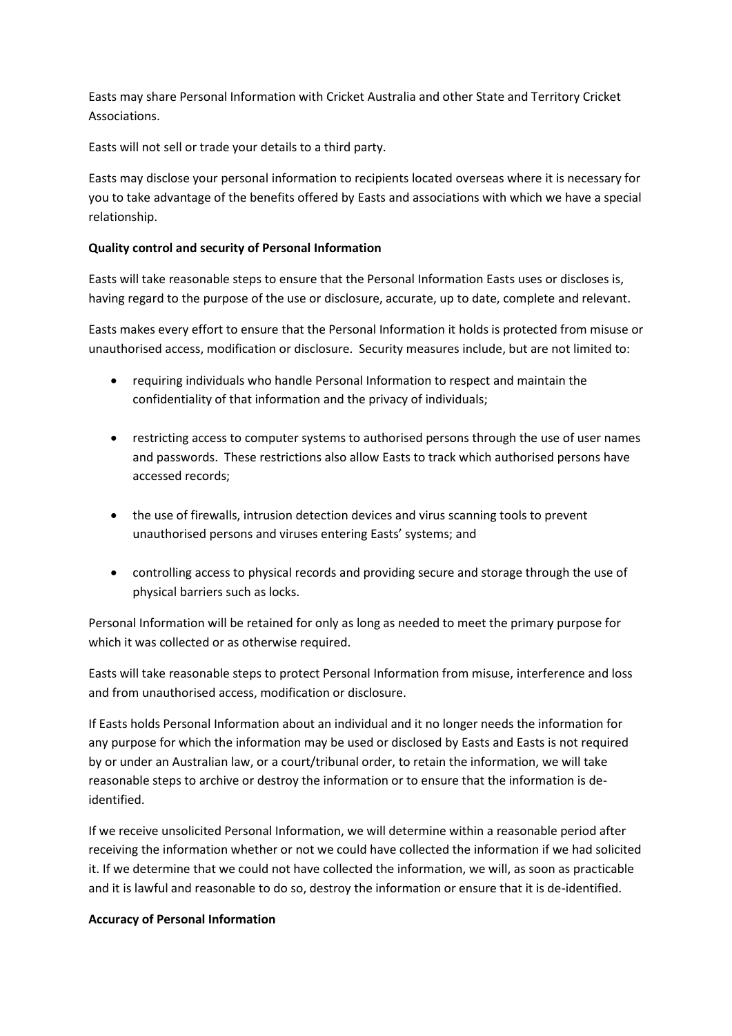Easts may share Personal Information with Cricket Australia and other State and Territory Cricket Associations.

Easts will not sell or trade your details to a third party.

Easts may disclose your personal information to recipients located overseas where it is necessary for you to take advantage of the benefits offered by Easts and associations with which we have a special relationship.

**Quality control and security of Personal Information**

Easts will take reasonable steps to ensure that the Personal Information Easts uses or discloses is, having regard to the purpose of the use or disclosure, accurate, up to date, complete and relevant.

Easts makes every effort to ensure that the Personal Information it holds is protected from misuse or unauthorised access, modification or disclosure. Security measures include, but are not limited to:

- requiring individuals who handle Personal Information to respect and maintain the confidentiality of that information and the privacy of individuals;
- restricting access to computer systems to authorised persons through the use of user names and passwords. These restrictions also allow Easts to track which authorised persons have accessed records;
- the use of firewalls, intrusion detection devices and virus scanning tools to prevent unauthorised persons and viruses entering Easts' systems; and
- controlling access to physical records and providing secure and storage through the use of physical barriers such as locks.

Personal Information will be retained for only as long as needed to meet the primary purpose for which it was collected or as otherwise required.

Easts will take reasonable steps to protect Personal Information from misuse, interference and loss and from unauthorised access, modification or disclosure.

If Easts holds Personal Information about an individual and it no longer needs the information for any purpose for which the information may be used or disclosed by Easts and Easts is not required by or under an Australian law, or a court/tribunal order, to retain the information, we will take reasonable steps to archive or destroy the information or to ensure that the information is de-identified.

If we receive unsolicited Personal Information, we will determine within a reasonable period after receiving the information whether or not we could have collected the information if we had solicited it. If we determine that we could not have collected the information, we will, as soon as practicable and it is lawful and reasonable to do so, destroy the information or ensure that it is de-identified.

**Accuracy of Personal Information**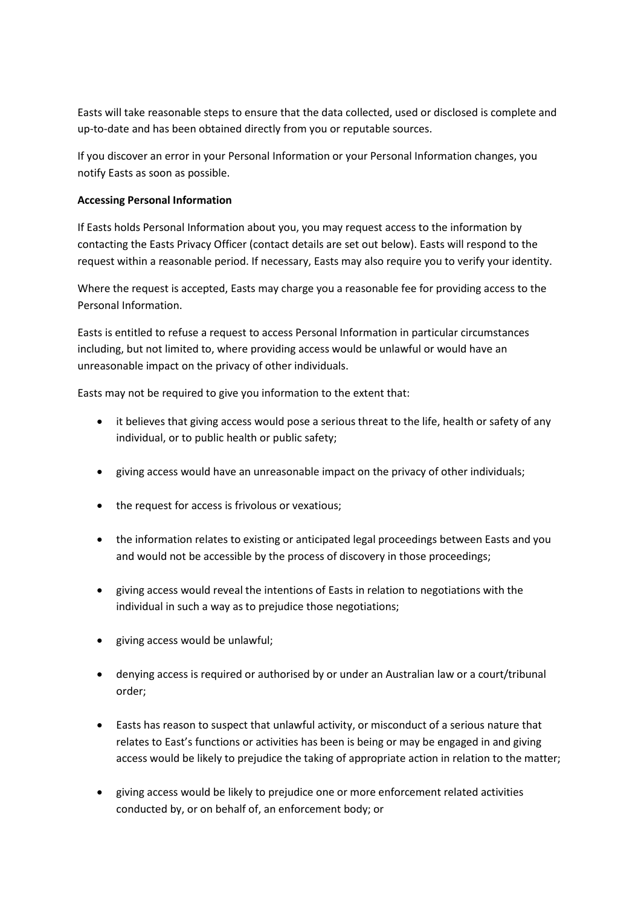Easts will take reasonable steps to ensure that the data collected, used or disclosed is complete and up-to-date and has been obtained directly from you or reputable sources.

If you discover an error in your Personal Information or your Personal Information changes, you notify Easts as soon as possible.

**Accessing Personal Information**

If Easts holds Personal Information about you, you may request access to the information by contacting the Easts Privacy Officer (contact details are set out below). Easts will respond to the request within a reasonable period. If necessary, Easts may also require you to verify your identity.

Where the request is accepted, Easts may charge you a reasonable fee for providing access to the Personal Information.

Easts is entitled to refuse a request to access Personal Information in particular circumstances including, but not limited to, where providing access would be unlawful or would have an unreasonable impact on the privacy of other individuals.

Easts may not be required to give you information to the extent that:

- it believes that giving access would pose a serious threat to the life, health or safety of any individual, or to public health or public safety;
- giving access would have an unreasonable impact on the privacy of other individuals;
- the request for access is frivolous or vexatious;
- the information relates to existing or anticipated legal proceedings between Easts and you and would not be accessible by the process of discovery in those proceedings;
- giving access would reveal the intentions of Easts in relation to negotiations with the individual in such a way as to prejudice those negotiations;
- giving access would be unlawful;
- denying access is required or authorised by or under an Australian law or a court/tribunal order;
- Easts has reason to suspect that unlawful activity, or misconduct of a serious nature that relates to East's functions or activities has been is being or may be engaged in and giving access would be likely to prejudice the taking of appropriate action in relation to the matter;
- giving access would be likely to prejudice one or more enforcement related activities conducted by, or on behalf of, an enforcement body; or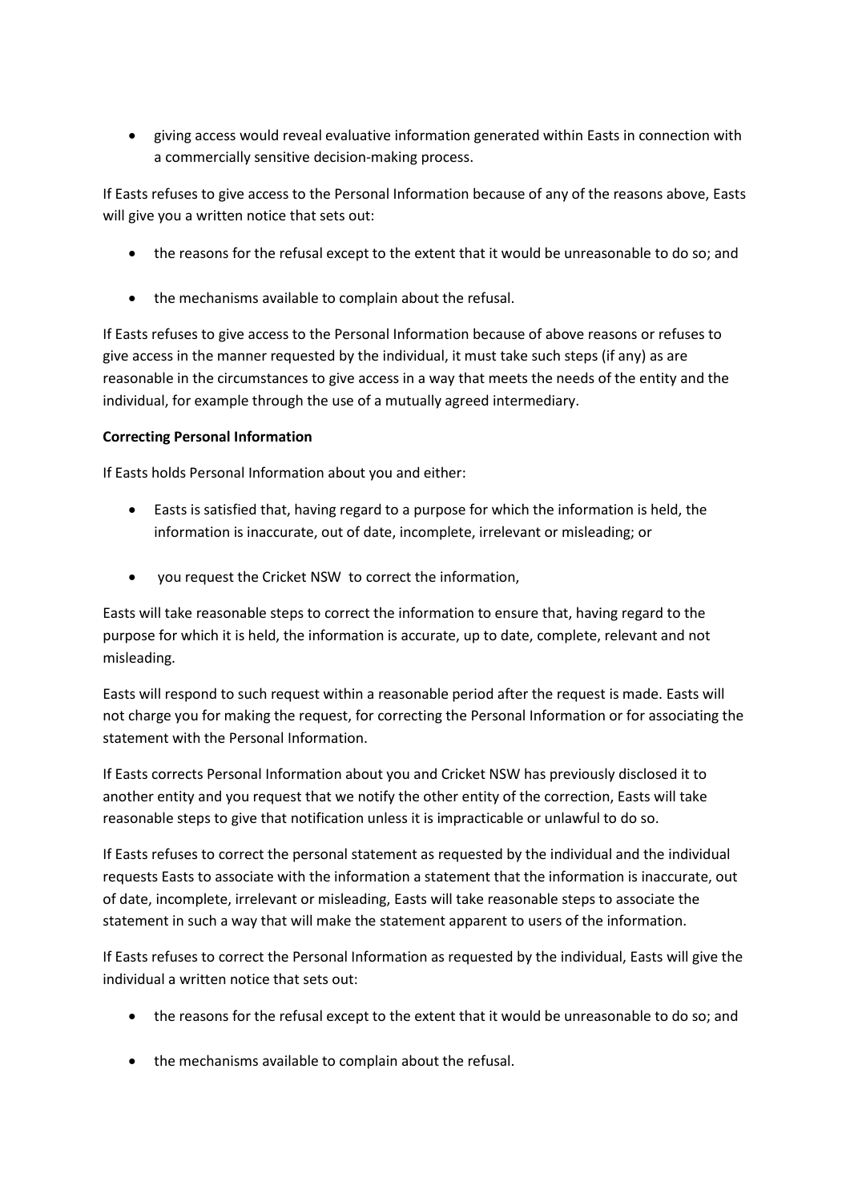- giving access would reveal evaluative information generated within Easts in connection with a commercially sensitive decision-making process.

If Easts refuses to give access to the Personal Information because of any of the reasons above, Easts will give you a written notice that sets out:

- the reasons for the refusal except to the extent that it would be unreasonable to do so; and
- the mechanisms available to complain about the refusal.

If Easts refuses to give access to the Personal Information because of above reasons or refuses to give access in the manner requested by the individual, it must take such steps (if any) as are reasonable in the circumstances to give access in a way that meets the needs of the entity and the individual, for example through the use of a mutually agreed intermediary.

**Correcting Personal Information**

If Easts holds Personal Information about you and either:

- Easts is satisfied that, having regard to a purpose for which the information is held, the information is inaccurate, out of date, incomplete, irrelevant or misleading; or
- you request the Cricket NSW to correct the information,

Easts will take reasonable steps to correct the information to ensure that, having regard to the purpose for which it is held, the information is accurate, up to date, complete, relevant and not misleading.

Easts will respond to such request within a reasonable period after the request is made. Easts will not charge you for making the request, for correcting the Personal Information or for associating the statement with the Personal Information.

If Easts corrects Personal Information about you and Cricket NSW has previously disclosed it to another entity and you request that we notify the other entity of the correction, Easts will take reasonable steps to give that notification unless it is impracticable or unlawful to do so.

If Easts refuses to correct the personal statement as requested by the individual and the individual requests Easts to associate with the information a statement that the information is inaccurate, out of date, incomplete, irrelevant or misleading, Easts will take reasonable steps to associate the statement in such a way that will make the statement apparent to users of the information.

If Easts refuses to correct the Personal Information as requested by the individual, Easts will give the individual a written notice that sets out:

- the reasons for the refusal except to the extent that it would be unreasonable to do so; and
- the mechanisms available to complain about the refusal.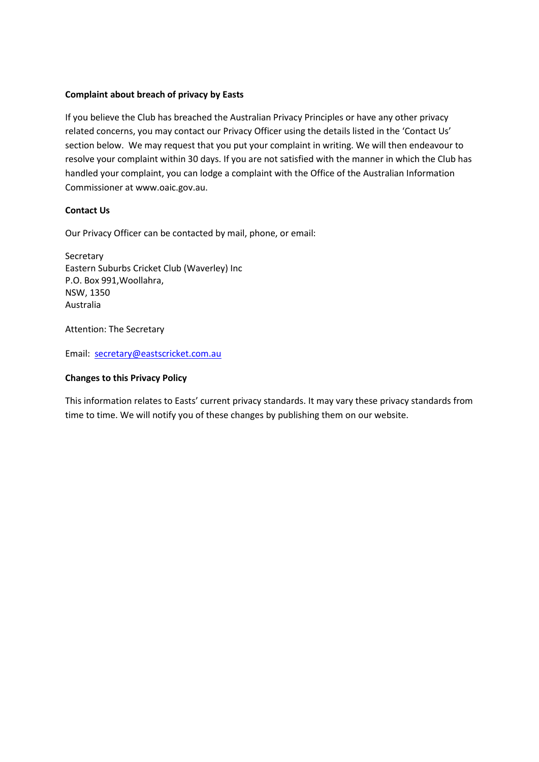**Complaint about breach of privacy by Easts**

If you believe the Club has breached the Australian Privacy Principles or have any other privacy related concerns, you may contact our Privacy Officer using the details listed in the 'Contact Us' section below. We may request that you put your complaint in writing. We will then endeavour to resolve your complaint within 30 days. If you are not satisfied with the manner in which the Club has handled your complaint, you can lodge a complaint with the Office of the Australian Information Commissioner at www.oaic.gov.au.

**Contact Us**

Our Privacy Officer can be contacted by mail, phone, or email:

Secretary
Eastern Suburbs Cricket Club (Waverley) Inc
P.O. Box 991,Woollahra,
NSW, 1350
Australia

Attention: The Secretary

Email: secretary@eastscricket.com.au

**Changes to this Privacy Policy**

This information relates to Easts' current privacy standards. It may vary these privacy standards from time to time. We will notify you of these changes by publishing them on our website.